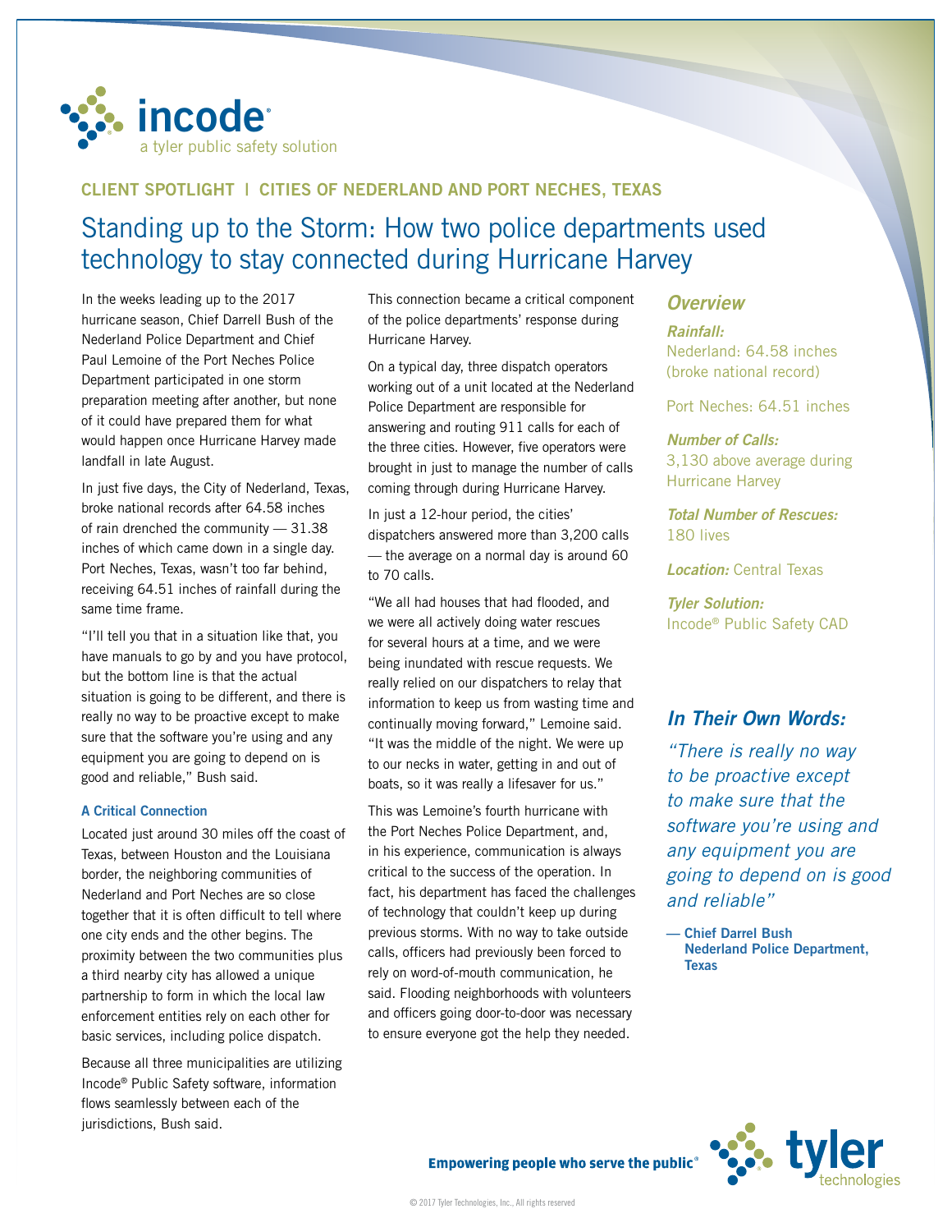incode

a tyler public safety solution

**CLIENT SPOTLIGHT | CITIES OF NEDERLAND AND PORT NECHES, TEXAS**

# Standing up to the Storm: How two police departments used technology to stay connected during Hurricane Harvey

In the weeks leading up to the 2017 hurricane season, Chief Darrell Bush of the Nederland Police Department and Chief Paul Lemoine of the Port Neches Police Department participated in one storm preparation meeting after another, but none of it could have prepared them for what would happen once Hurricane Harvey made landfall in late August.

In just five days, the City of Nederland, Texas, broke national records after 64.58 inches of rain drenched the community — 31.38 inches of which came down in a single day. Port Neches, Texas, wasn't too far behind, receiving 64.51 inches of rainfall during the same time frame.

"I'll tell you that in a situation like that, you have manuals to go by and you have protocol, but the bottom line is that the actual situation is going to be different, and there is really no way to be proactive except to make sure that the software you're using and any equipment you are going to depend on is good and reliable," Bush said.

### A Critical Connection

Located just around 30 miles off the coast of Texas, between Houston and the Louisiana border, the neighboring communities of Nederland and Port Neches are so close together that it is often difficult to tell where one city ends and the other begins. The proximity between the two communities plus a third nearby city has allowed a unique partnership to form in which the local law enforcement entities rely on each other for basic services, including police dispatch.

Because all three municipalities are utilizing Incode® Public Safety software, information flows seamlessly between each of the jurisdictions, Bush said.

This connection became a critical component of the police departments' response during Hurricane Harvey.

On a typical day, three dispatch operators working out of a unit located at the Nederland Police Department are responsible for answering and routing 911 calls for each of the three cities. However, five operators were brought in just to manage the number of calls coming through during Hurricane Harvey.

In just a 12-hour period, the cities' dispatchers answered more than 3,200 calls — the average on a normal day is around 60 to 70 calls.

"We all had houses that had flooded, and we were all actively doing water rescues for several hours at a time, and we were being inundated with rescue requests. We really relied on our dispatchers to relay that information to keep us from wasting time and continually moving forward," Lemoine said. "It was the middle of the night. We were up to our necks in water, getting in and out of boats, so it was really a lifesaver for us."

This was Lemoine's fourth hurricane with the Port Neches Police Department, and, in his experience, communication is always critical to the success of the operation. In fact, his department has faced the challenges of technology that couldn't keep up during previous storms. With no way to take outside calls, officers had previously been forced to rely on word-of-mouth communication, he said. Flooding neighborhoods with volunteers and officers going door-to-door was necessary to ensure everyone got the help they needed.

## *Overview*

***Rainfall:***
Nederland: 64.58 inches (broke national record)

Port Neches: 64.51 inches

***Number of Calls:***
3,130 above average during Hurricane Harvey

***Total Number of Rescues:***
180 lives

***Location:*** Central Texas

***Tyler Solution:***
Incode® Public Safety CAD

## *In Their Own Words:*

*"There is really no way to be proactive except to make sure that the software you're using and any equipment you are going to depend on is good and reliable"*

**— Chief Darrel Bush
Nederland Police Department, Texas**

**Empowering people who serve the public®**

tyler technologies

© 2017 Tyler Technologies, Inc., All rights reserved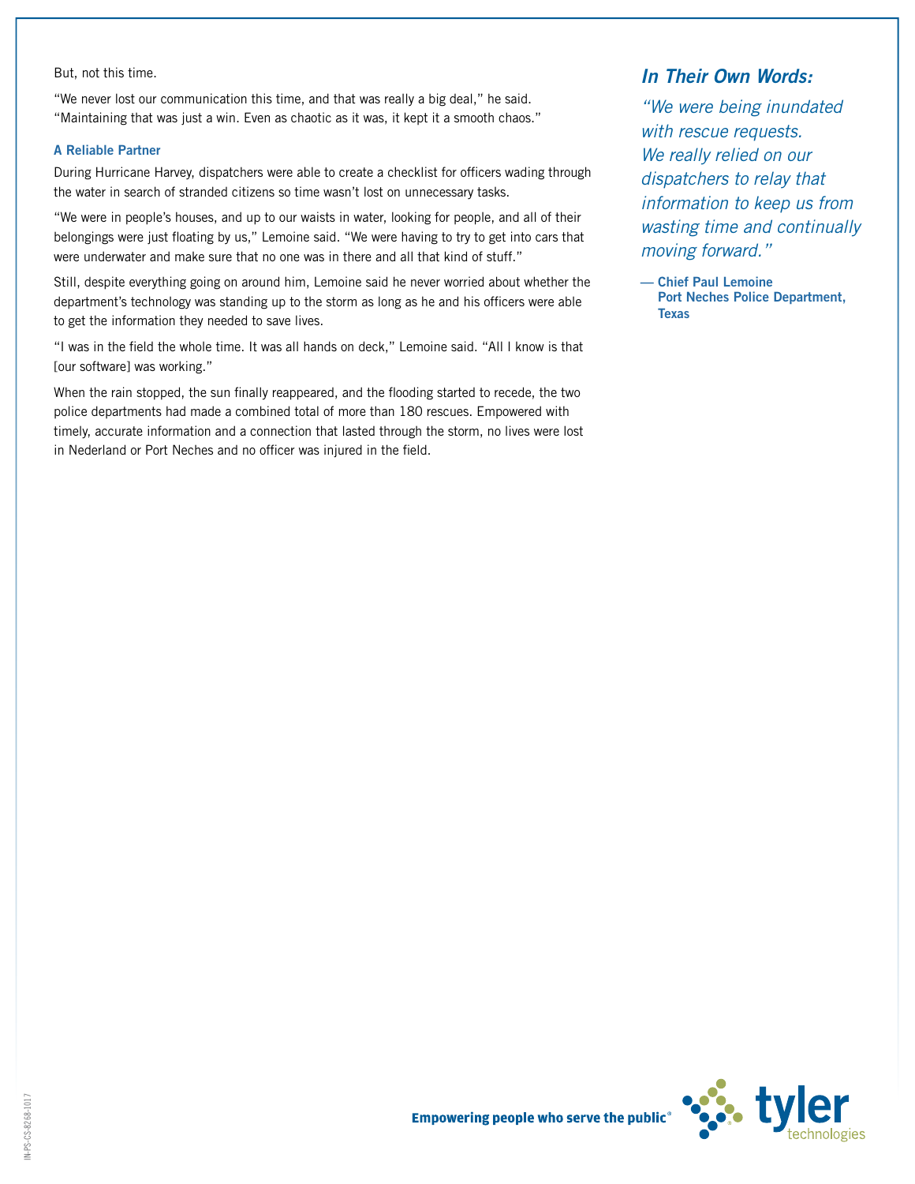But, not this time.

"We never lost our communication this time, and that was really a big deal," he said. "Maintaining that was just a win. Even as chaotic as it was, it kept it a smooth chaos."

### A Reliable Partner

During Hurricane Harvey, dispatchers were able to create a checklist for officers wading through the water in search of stranded citizens so time wasn't lost on unnecessary tasks.

"We were in people's houses, and up to our waists in water, looking for people, and all of their belongings were just floating by us," Lemoine said. "We were having to try to get into cars that were underwater and make sure that no one was in there and all that kind of stuff."

Still, despite everything going on around him, Lemoine said he never worried about whether the department's technology was standing up to the storm as long as he and his officers were able to get the information they needed to save lives.

"I was in the field the whole time. It was all hands on deck," Lemoine said. "All I know is that [our software] was working."

When the rain stopped, the sun finally reappeared, and the flooding started to recede, the two police departments had made a combined total of more than 180 rescues. Empowered with timely, accurate information and a connection that lasted through the storm, no lives were lost in Nederland or Port Neches and no officer was injured in the field.

## *In Their Own Words:*

*"We were being inundated with rescue requests. We really relied on our dispatchers to relay that information to keep us from wasting time and continually moving forward."*

**— Chief Paul Lemoine
Port Neches Police Department, Texas**

**Empowering people who serve the public®**

tyler technologies

IN-PS-CS-8268-1017